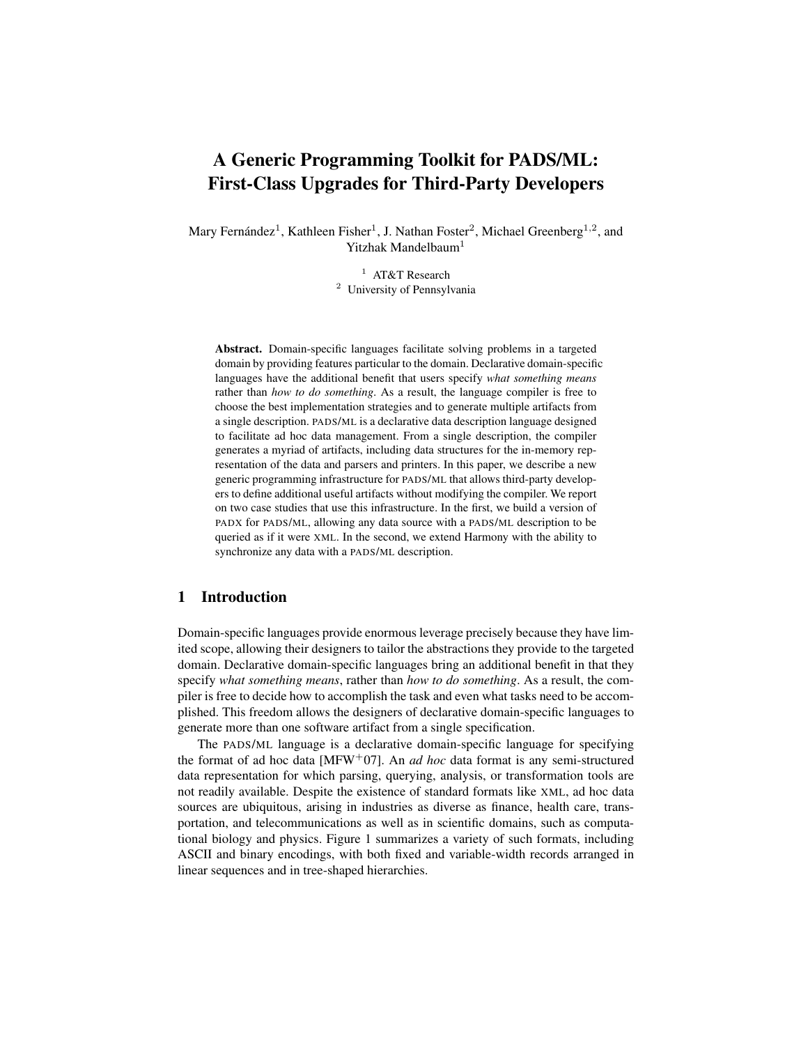# A Generic Programming Toolkit for PADS/ML: First-Class Upgrades for Third-Party Developers

Mary Fernández[1], Kathleen Fisher[1], J. Nathan Foster[2], Michael Greenberg[1,2], and Yitzhak Mandelbaum[1]

[1] AT&T Research
[2] University of Pennsylvania

**Abstract.** Domain-specific languages facilitate solving problems in a targeted domain by providing features particular to the domain. Declarative domain-specific languages have the additional benefit that users specify *what something means* rather than *how to do something*. As a result, the language compiler is free to choose the best implementation strategies and to generate multiple artifacts from a single description. PADS/ML is a declarative data description language designed to facilitate ad hoc data management. From a single description, the compiler generates a myriad of artifacts, including data structures for the in-memory representation of the data and parsers and printers. In this paper, we describe a new generic programming infrastructure for PADS/ML that allows third-party developers to define additional useful artifacts without modifying the compiler. We report on two case studies that use this infrastructure. In the first, we build a version of PADX for PADS/ML, allowing any data source with a PADS/ML description to be queried as if it were XML. In the second, we extend Harmony with the ability to synchronize any data with a PADS/ML description.

## 1 Introduction

Domain-specific languages provide enormous leverage precisely because they have limited scope, allowing their designers to tailor the abstractions they provide to the targeted domain. Declarative domain-specific languages bring an additional benefit in that they specify *what something means*, rather than *how to do something*. As a result, the compiler is free to decide how to accomplish the task and even what tasks need to be accomplished. This freedom allows the designers of declarative domain-specific languages to generate more than one software artifact from a single specification.

The PADS/ML language is a declarative domain-specific language for specifying the format of ad hoc data [MFW+07]. An *ad hoc* data format is any semi-structured data representation for which parsing, querying, analysis, or transformation tools are not readily available. Despite the existence of standard formats like XML, ad hoc data sources are ubiquitous, arising in industries as diverse as finance, health care, transportation, and telecommunications as well as in scientific domains, such as computational biology and physics. Figure 1 summarizes a variety of such formats, including ASCII and binary encodings, with both fixed and variable-width records arranged in linear sequences and in tree-shaped hierarchies.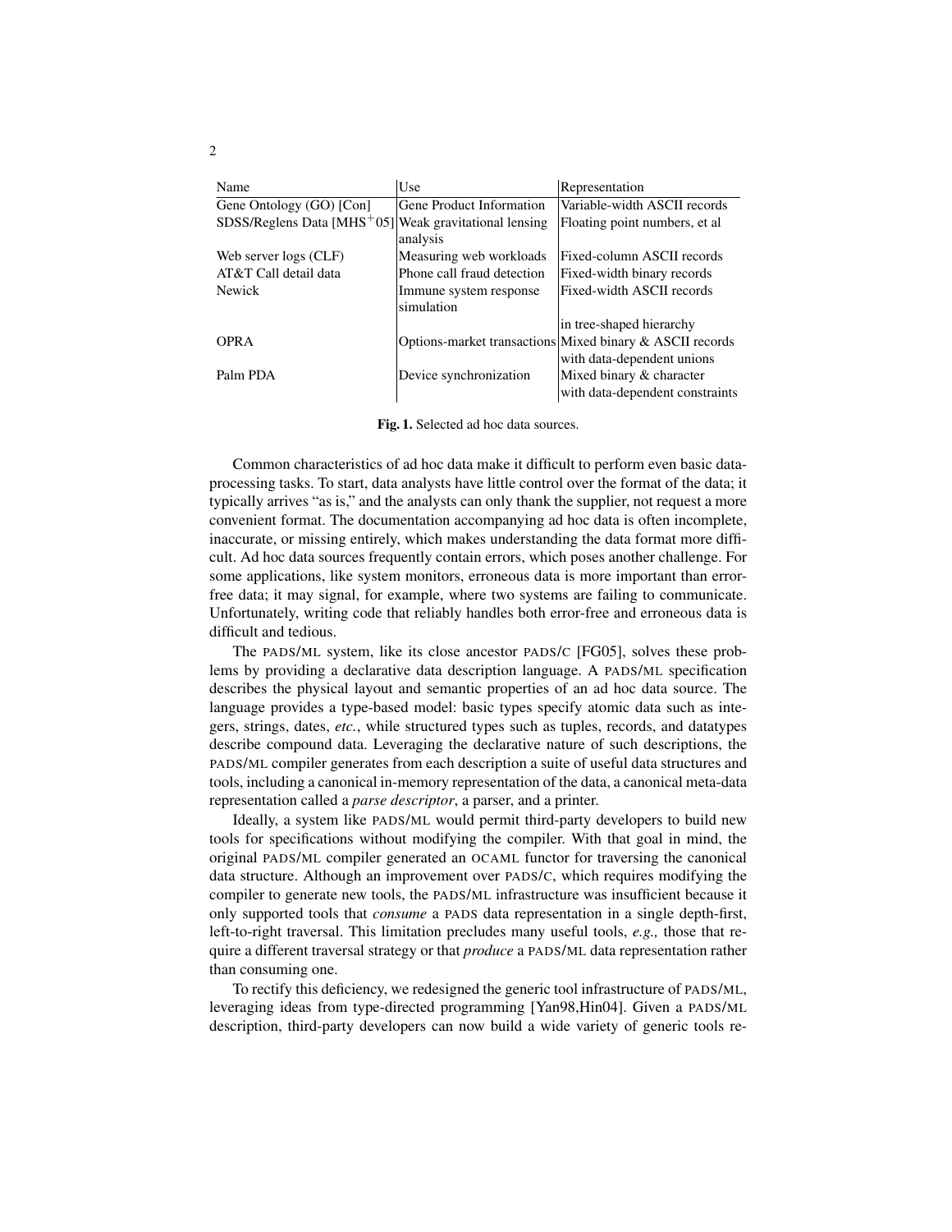| Name | Use | Representation |
| --- | --- | --- |
| Gene Ontology (GO) [Con] | Gene Product Information | Variable-width ASCII records |
| SDSS/Reglens Data [MHS+05] | Weak gravitational lensing analysis | Floating point numbers, et al |
| Web server logs (CLF) | Measuring web workloads | Fixed-column ASCII records |
| AT&T Call detail data | Phone call fraud detection | Fixed-width binary records |
| Newick | Immune system response simulation | Fixed-width ASCII records in tree-shaped hierarchy |
| OPRA | Options-market transactions | Mixed binary & ASCII records with data-dependent unions |
| Palm PDA | Device synchronization | Mixed binary & character with data-dependent constraints |

**Fig. 1.** Selected ad hoc data sources.

Common characteristics of ad hoc data make it difficult to perform even basic data-processing tasks. To start, data analysts have little control over the format of the data; it typically arrives "as is," and the analysts can only thank the supplier, not request a more convenient format. The documentation accompanying ad hoc data is often incomplete, inaccurate, or missing entirely, which makes understanding the data format more difficult. Ad hoc data sources frequently contain errors, which poses another challenge. For some applications, like system monitors, erroneous data is more important than error-free data; it may signal, for example, where two systems are failing to communicate. Unfortunately, writing code that reliably handles both error-free and erroneous data is difficult and tedious.

The PADS/ML system, like its close ancestor PADS/C [FG05], solves these problems by providing a declarative data description language. A PADS/ML specification describes the physical layout and semantic properties of an ad hoc data source. The language provides a type-based model: basic types specify atomic data such as integers, strings, dates, *etc.*, while structured types such as tuples, records, and datatypes describe compound data. Leveraging the declarative nature of such descriptions, the PADS/ML compiler generates from each description a suite of useful data structures and tools, including a canonical in-memory representation of the data, a canonical meta-data representation called a *parse descriptor*, a parser, and a printer.

Ideally, a system like PADS/ML would permit third-party developers to build new tools for specifications without modifying the compiler. With that goal in mind, the original PADS/ML compiler generated an OCAML functor for traversing the canonical data structure. Although an improvement over PADS/C, which requires modifying the compiler to generate new tools, the PADS/ML infrastructure was insufficient because it only supported tools that *consume* a PADS data representation in a single depth-first, left-to-right traversal. This limitation precludes many useful tools, *e.g.,* those that require a different traversal strategy or that *produce* a PADS/ML data representation rather than consuming one.

To rectify this deficiency, we redesigned the generic tool infrastructure of PADS/ML, leveraging ideas from type-directed programming [Yan98,Hin04]. Given a PADS/ML description, third-party developers can now build a wide variety of generic tools re-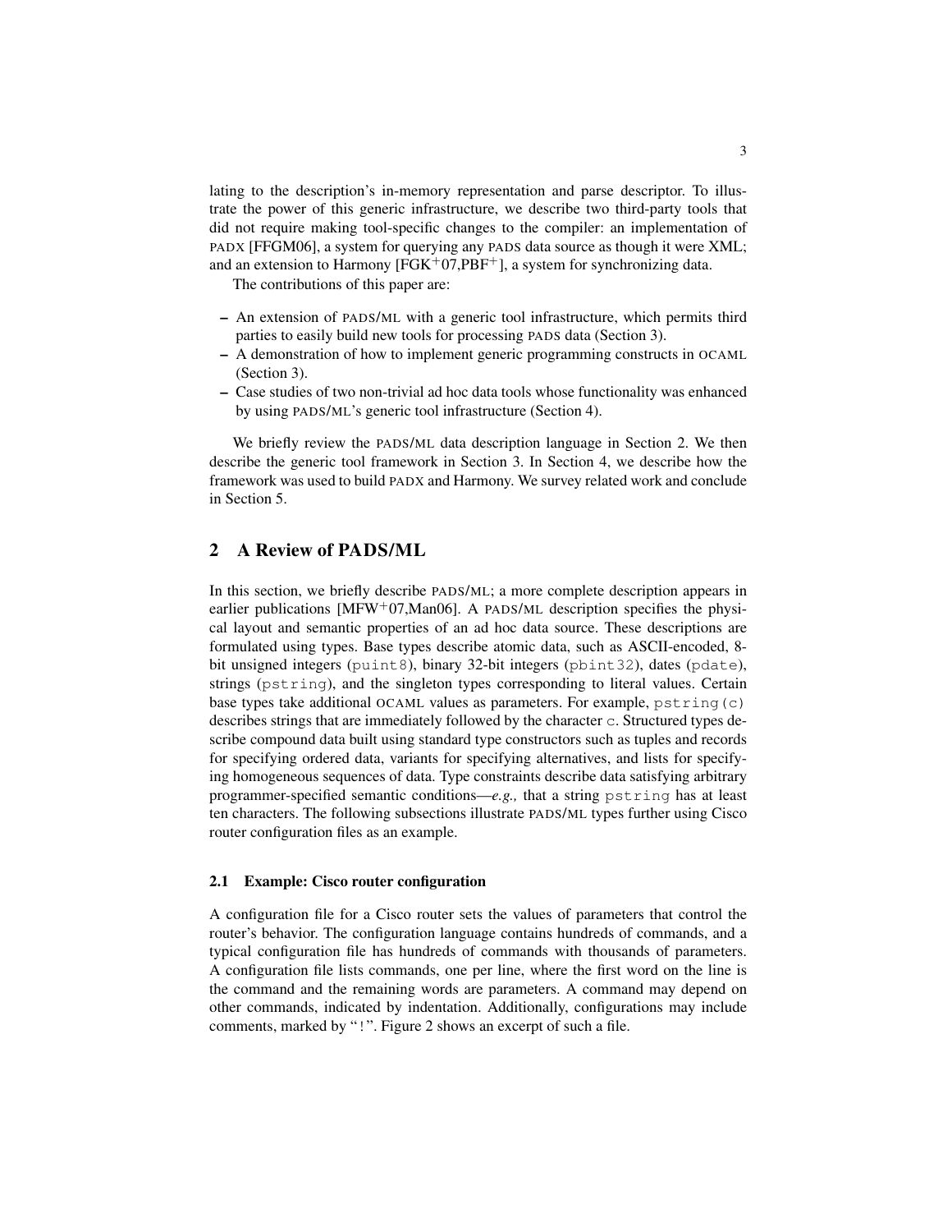lating to the description's in-memory representation and parse descriptor. To illustrate the power of this generic infrastructure, we describe two third-party tools that did not require making tool-specific changes to the compiler: an implementation of PADX [FFGM06], a system for querying any PADS data source as though it were XML; and an extension to Harmony [FGK+07,PBF+], a system for synchronizing data.

The contributions of this paper are:

- An extension of PADS/ML with a generic tool infrastructure, which permits third parties to easily build new tools for processing PADS data (Section 3).
- A demonstration of how to implement generic programming constructs in OCAML (Section 3).
- Case studies of two non-trivial ad hoc data tools whose functionality was enhanced by using PADS/ML's generic tool infrastructure (Section 4).

We briefly review the PADS/ML data description language in Section 2. We then describe the generic tool framework in Section 3. In Section 4, we describe how the framework was used to build PADX and Harmony. We survey related work and conclude in Section 5.

## 2 A Review of PADS/ML

In this section, we briefly describe PADS/ML; a more complete description appears in earlier publications [MFW+07,Man06]. A PADS/ML description specifies the physical layout and semantic properties of an ad hoc data source. These descriptions are formulated using types. Base types describe atomic data, such as ASCII-encoded, 8-bit unsigned integers (`puint8`), binary 32-bit integers (`pbint32`), dates (`pdate`), strings (`pstring`), and the singleton types corresponding to literal values. Certain base types take additional OCAML values as parameters. For example, `pstring(c)` describes strings that are immediately followed by the character `c`. Structured types describe compound data built using standard type constructors such as tuples and records for specifying ordered data, variants for specifying alternatives, and lists for specifying homogeneous sequences of data. Type constraints describe data satisfying arbitrary programmer-specified semantic conditions—*e.g.,* that a string `pstring` has at least ten characters. The following subsections illustrate PADS/ML types further using Cisco router configuration files as an example.

### 2.1 Example: Cisco router configuration

A configuration file for a Cisco router sets the values of parameters that control the router's behavior. The configuration language contains hundreds of commands, and a typical configuration file has hundreds of commands with thousands of parameters. A configuration file lists commands, one per line, where the first word on the line is the command and the remaining words are parameters. A command may depend on other commands, indicated by indentation. Additionally, configurations may include comments, marked by "`!`". Figure 2 shows an excerpt of such a file.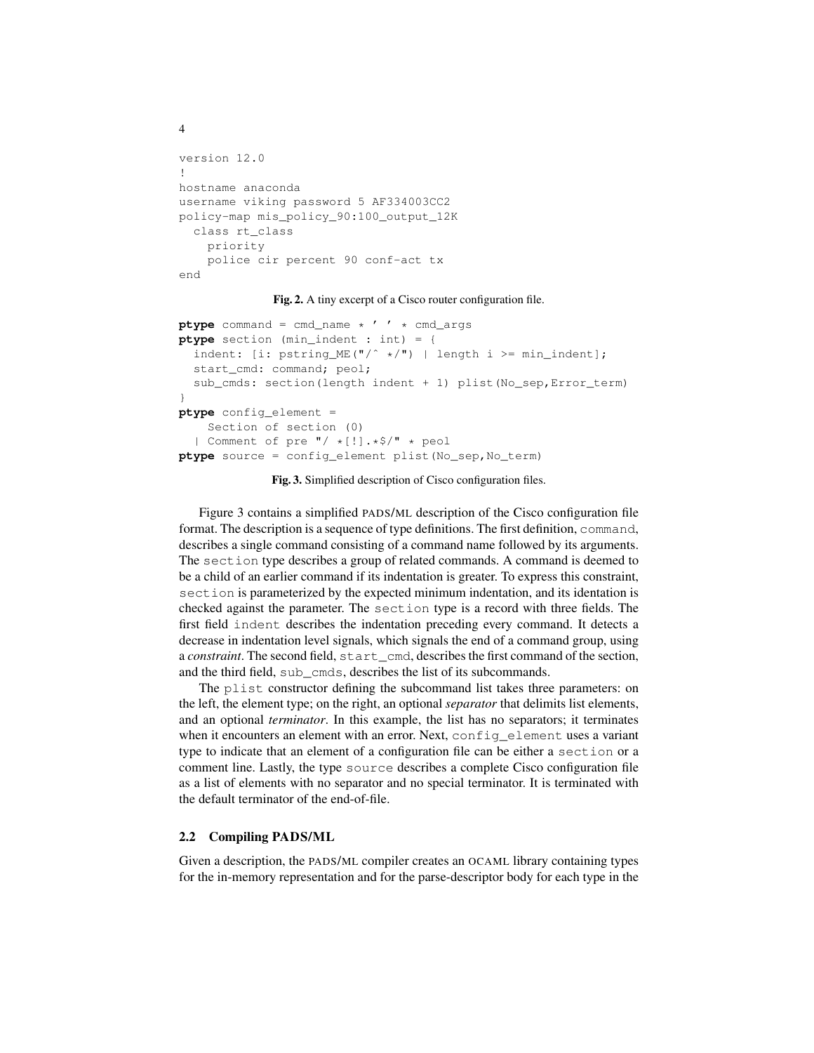```
version 12.0
!
hostname anaconda
username viking password 5 AF334003CC2
policy-map mis_policy_90:100_output_12K
  class rt_class
    priority
    police cir percent 90 conf-act tx
end
```

**Fig. 2.** A tiny excerpt of a Cisco router configuration file.

```
ptype command = cmd_name * ' ' * cmd_args
ptype section (min_indent : int) = {
  indent: [i: pstring_ME("/^ */") | length i >= min_indent];
  start_cmd: command; peol;
  sub_cmds: section(length indent + 1) plist(No_sep,Error_term)
}
ptype config_element =
    Section of section (0)
  | Comment of pre "/ *[!].*$/" * peol
ptype source = config_element plist(No_sep,No_term)
```

**Fig. 3.** Simplified description of Cisco configuration files.

Figure 3 contains a simplified PADS/ML description of the Cisco configuration file format. The description is a sequence of type definitions. The first definition, `command`, describes a single command consisting of a command name followed by its arguments. The `section` type describes a group of related commands. A command is deemed to be a child of an earlier command if its indentation is greater. To express this constraint, `section` is parameterized by the expected minimum indentation, and its identation is checked against the parameter. The `section` type is a record with three fields. The first field `indent` describes the indentation preceding every command. It detects a decrease in indentation level signals, which signals the end of a command group, using a *constraint*. The second field, `start_cmd`, describes the first command of the section, and the third field, `sub_cmds`, describes the list of its subcommands.

The `plist` constructor defining the subcommand list takes three parameters: on the left, the element type; on the right, an optional *separator* that delimits list elements, and an optional *terminator*. In this example, the list has no separators; it terminates when it encounters an element with an error. Next, `config_element` uses a variant type to indicate that an element of a configuration file can be either a `section` or a comment line. Lastly, the type `source` describes a complete Cisco configuration file as a list of elements with no separator and no special terminator. It is terminated with the default terminator of the end-of-file.

### 2.2 Compiling PADS/ML

Given a description, the PADS/ML compiler creates an OCAML library containing types for the in-memory representation and for the parse-descriptor body for each type in the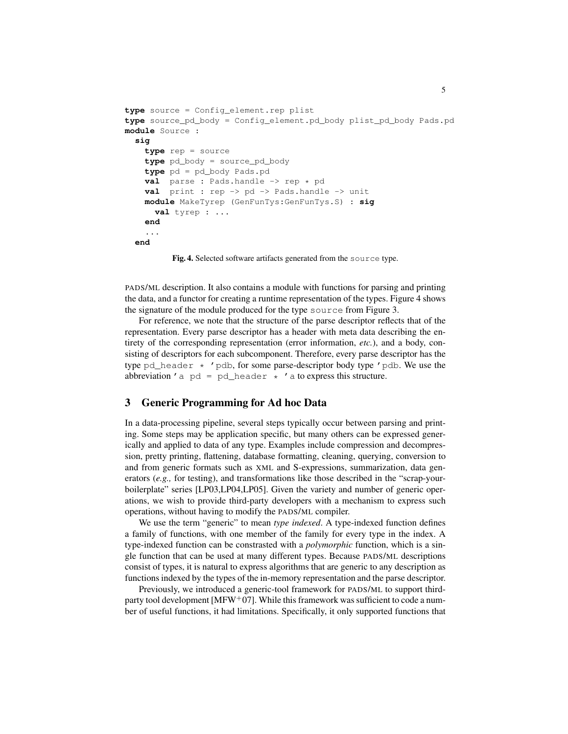```
type source = Config_element.rep plist
type source_pd_body = Config_element.pd_body plist_pd_body Pads.pd
module Source :
  sig
    type rep = source
    type pd_body = source_pd_body
    type pd = pd_body Pads.pd
    val  parse : Pads.handle -> rep * pd
    val  print : rep -> pd -> Pads.handle -> unit
    module MakeTyrep (GenFunTys:GenFunTys.S) : sig
      val tyrep : ...
    end
    ...
  end
```

**Fig. 4.** Selected software artifacts generated from the `source` type.

PADS/ML description. It also contains a module with functions for parsing and printing the data, and a functor for creating a runtime representation of the types. Figure 4 shows the signature of the module produced for the type `source` from Figure 3.

For reference, we note that the structure of the parse descriptor reflects that of the representation. Every parse descriptor has a header with meta data describing the entirety of the corresponding representation (error information, *etc.*), and a body, consisting of descriptors for each subcomponent. Therefore, every parse descriptor has the type `pd_header * 'pdb`, for some parse-descriptor body type `'pdb`. We use the abbreviation `'a pd = pd_header * 'a` to express this structure.

## 3 Generic Programming for Ad hoc Data

In a data-processing pipeline, several steps typically occur between parsing and printing. Some steps may be application specific, but many others can be expressed generically and applied to data of any type. Examples include compression and decompression, pretty printing, flattening, database formatting, cleaning, querying, conversion to and from generic formats such as XML and S-expressions, summarization, data generators (*e.g.,* for testing), and transformations like those described in the "scrap-your-boilerplate" series [LP03,LP04,LP05]. Given the variety and number of generic operations, we wish to provide third-party developers with a mechanism to express such operations, without having to modify the PADS/ML compiler.

We use the term "generic" to mean *type indexed*. A type-indexed function defines a family of functions, with one member of the family for every type in the index. A type-indexed function can be constrasted with a *polymorphic* function, which is a single function that can be used at many different types. Because PADS/ML descriptions consist of types, it is natural to express algorithms that are generic to any description as functions indexed by the types of the in-memory representation and the parse descriptor.

Previously, we introduced a generic-tool framework for PADS/ML to support third-party tool development [MFW+07]. While this framework was sufficient to code a number of useful functions, it had limitations. Specifically, it only supported functions that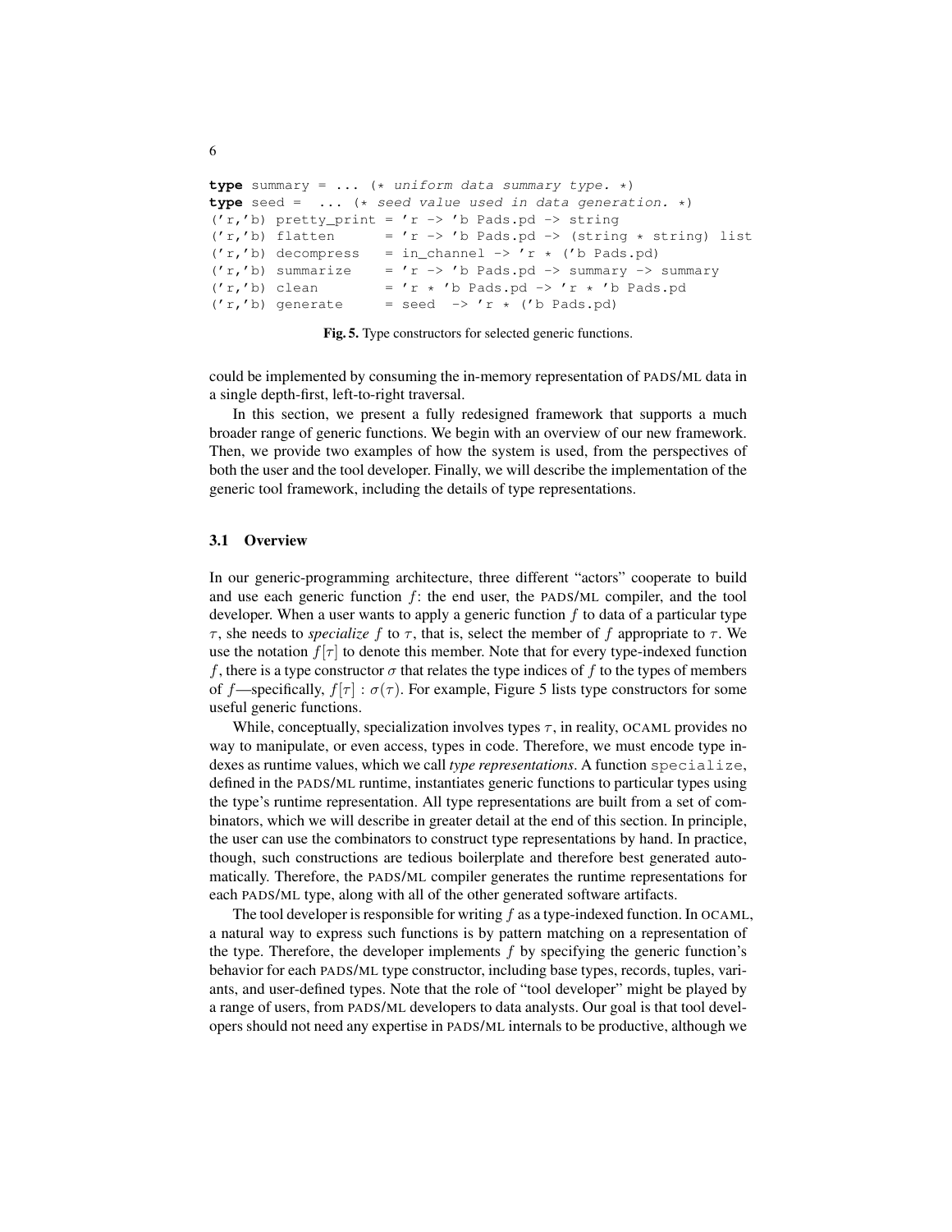```
type summary = ... (* uniform data summary type. *)
type seed =  ... (* seed value used in data generation. *)
('r,'b) pretty_print = 'r -> 'b Pads.pd -> string
('r,'b) flatten      = 'r -> 'b Pads.pd -> (string * string) list
('r,'b) decompress   = in_channel -> 'r * ('b Pads.pd)
('r,'b) summarize    = 'r -> 'b Pads.pd -> summary -> summary
('r,'b) clean        = 'r * 'b Pads.pd -> 'r * 'b Pads.pd
('r,'b) generate     = seed  -> 'r * ('b Pads.pd)
```

**Fig. 5.** Type constructors for selected generic functions.

could be implemented by consuming the in-memory representation of PADS/ML data in a single depth-first, left-to-right traversal.

In this section, we present a fully redesigned framework that supports a much broader range of generic functions. We begin with an overview of our new framework. Then, we provide two examples of how the system is used, from the perspectives of both the user and the tool developer. Finally, we will describe the implementation of the generic tool framework, including the details of type representations.

### 3.1 Overview

In our generic-programming architecture, three different "actors" cooperate to build and use each generic function $f$: the end user, the PADS/ML compiler, and the tool developer. When a user wants to apply a generic function $f$ to data of a particular type $\tau$, she needs to *specialize* $f$ to $\tau$, that is, select the member of $f$ appropriate to $\tau$. We use the notation $f[\tau]$ to denote this member. Note that for every type-indexed function $f$, there is a type constructor $\sigma$ that relates the type indices of $f$ to the types of members of $f$—specifically, $f[\tau] : \sigma(\tau)$. For example, Figure 5 lists type constructors for some useful generic functions.

While, conceptually, specialization involves types $\tau$, in reality, OCAML provides no way to manipulate, or even access, types in code. Therefore, we must encode type indexes as runtime values, which we call *type representations*. A function `specialize`, defined in the PADS/ML runtime, instantiates generic functions to particular types using the type's runtime representation. All type representations are built from a set of combinators, which we will describe in greater detail at the end of this section. In principle, the user can use the combinators to construct type representations by hand. In practice, though, such constructions are tedious boilerplate and therefore best generated automatically. Therefore, the PADS/ML compiler generates the runtime representations for each PADS/ML type, along with all of the other generated software artifacts.

The tool developer is responsible for writing $f$ as a type-indexed function. In OCAML, a natural way to express such functions is by pattern matching on a representation of the type. Therefore, the developer implements $f$ by specifying the generic function's behavior for each PADS/ML type constructor, including base types, records, tuples, variants, and user-defined types. Note that the role of "tool developer" might be played by a range of users, from PADS/ML developers to data analysts. Our goal is that tool developers should not need any expertise in PADS/ML internals to be productive, although we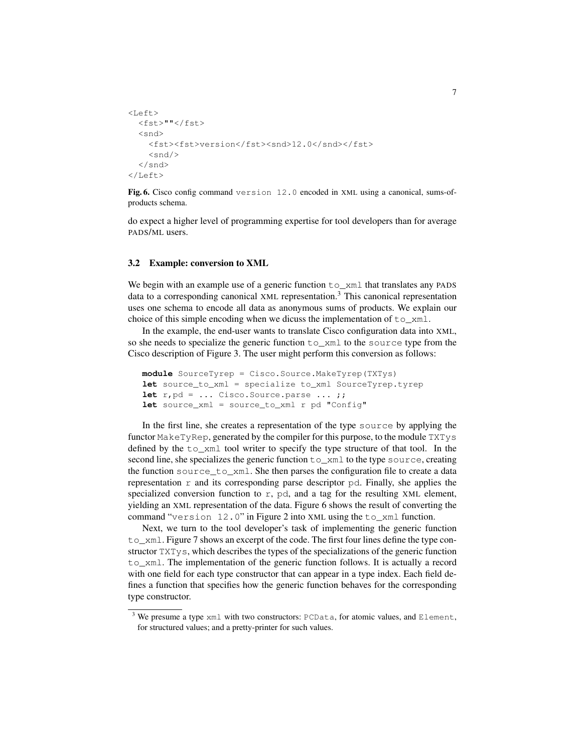```
<Left>
  <fst>""</fst>
  <snd>
    <fst><fst>version</fst><snd>12.0</snd></fst>
    <snd/>
  </snd>
</Left>
```

**Fig. 6.** Cisco config command `version 12.0` encoded in XML using a canonical, sums-of-products schema.

do expect a higher level of programming expertise for tool developers than for average PADS/ML users.

### 3.2 Example: conversion to XML

We begin with an example use of a generic function `to_xml` that translates any PADS data to a corresponding canonical XML representation.[3] This canonical representation uses one schema to encode all data as anonymous sums of products. We explain our choice of this simple encoding when we dicuss the implementation of `to_xml`.

In the example, the end-user wants to translate Cisco configuration data into XML, so she needs to specialize the generic function `to_xml` to the `source` type from the Cisco description of Figure 3. The user might perform this conversion as follows:

```
module SourceTyrep = Cisco.Source.MakeTyrep(TXTys)
let source_to_xml = specialize to_xml SourceTyrep.tyrep
let r,pd = ... Cisco.Source.parse ... ;;
let source_xml = source_to_xml r pd "Config"
```

In the first line, she creates a representation of the type `source` by applying the functor `MakeTyRep`, generated by the compiler for this purpose, to the module `TXTys` defined by the `to_xml` tool writer to specify the type structure of that tool. In the second line, she specializes the generic function `to_xml` to the type `source`, creating the function `source_to_xml`. She then parses the configuration file to create a data representation `r` and its corresponding parse descriptor `pd`. Finally, she applies the specialized conversion function to `r`, `pd`, and a tag for the resulting XML element, yielding an XML representation of the data. Figure 6 shows the result of converting the command "`version 12.0`" in Figure 2 into XML using the `to_xml` function.

Next, we turn to the tool developer's task of implementing the generic function `to_xml`. Figure 7 shows an excerpt of the code. The first four lines define the type constructor `TXTys`, which describes the types of the specializations of the generic function `to_xml`. The implementation of the generic function follows. It is actually a record with one field for each type constructor that can appear in a type index. Each field defines a function that specifies how the generic function behaves for the corresponding type constructor.

[3] We presume a type `xml` with two constructors: `PCData`, for atomic values, and `Element`, for structured values; and a pretty-printer for such values.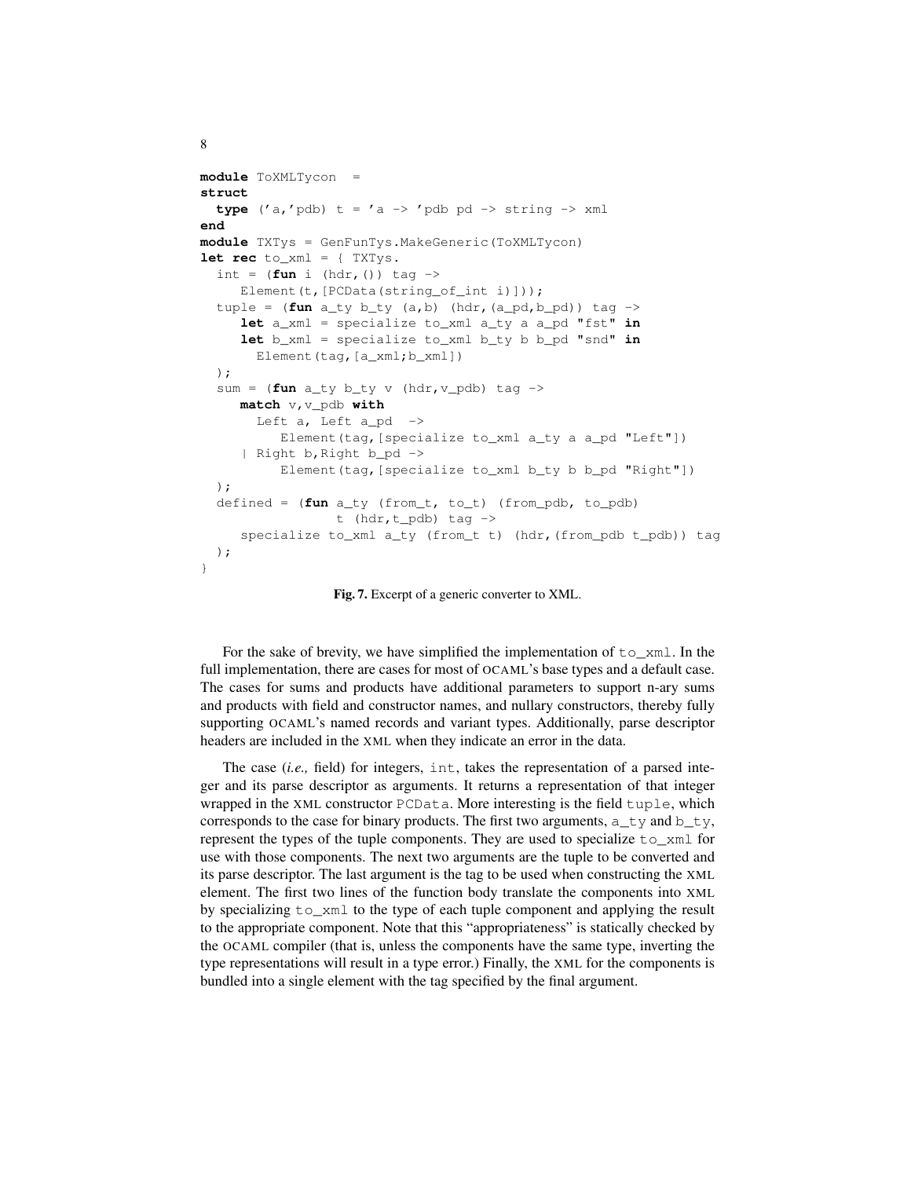```
module ToXMLTycon  =
struct
  type ('a,'pdb) t = 'a -> 'pdb pd -> string -> xml
end
module TXTys = GenFunTys.MakeGeneric(ToXMLTycon)
let rec to_xml = { TXTys.
  int = (fun i (hdr,()) tag ->
     Element(t,[PCData(string_of_int i)]));
  tuple = (fun a_ty b_ty (a,b) (hdr,(a_pd,b_pd)) tag ->
     let a_xml = specialize to_xml a_ty a a_pd "fst" in
     let b_xml = specialize to_xml b_ty b b_pd "snd" in
       Element(tag,[a_xml;b_xml])
  );
  sum = (fun a_ty b_ty v (hdr,v_pdb) tag ->
     match v,v_pdb with
       Left a, Left a_pd  ->
          Element(tag,[specialize to_xml a_ty a a_pd "Left"])
     | Right b,Right b_pd ->
          Element(tag,[specialize to_xml b_ty b b_pd "Right"])
  );
  defined = (fun a_ty (from_t, to_t) (from_pdb, to_pdb)
                 t (hdr,t_pdb) tag ->
     specialize to_xml a_ty (from_t t) (hdr,(from_pdb t_pdb)) tag
  );
}
```

**Fig. 7.** Excerpt of a generic converter to XML.

For the sake of brevity, we have simplified the implementation of `to_xml`. In the full implementation, there are cases for most of OCAML's base types and a default case. The cases for sums and products have additional parameters to support n-ary sums and products with field and constructor names, and nullary constructors, thereby fully supporting OCAML's named records and variant types. Additionally, parse descriptor headers are included in the XML when they indicate an error in the data.

The case (*i.e.,* field) for integers, `int`, takes the representation of a parsed integer and its parse descriptor as arguments. It returns a representation of that integer wrapped in the XML constructor `PCData`. More interesting is the field `tuple`, which corresponds to the case for binary products. The first two arguments, `a_ty` and `b_ty`, represent the types of the tuple components. They are used to specialize `to_xml` for use with those components. The next two arguments are the tuple to be converted and its parse descriptor. The last argument is the tag to be used when constructing the XML element. The first two lines of the function body translate the components into XML by specializing `to_xml` to the type of each tuple component and applying the result to the appropriate component. Note that this "appropriateness" is statically checked by the OCAML compiler (that is, unless the components have the same type, inverting the type representations will result in a type error.) Finally, the XML for the components is bundled into a single element with the tag specified by the final argument.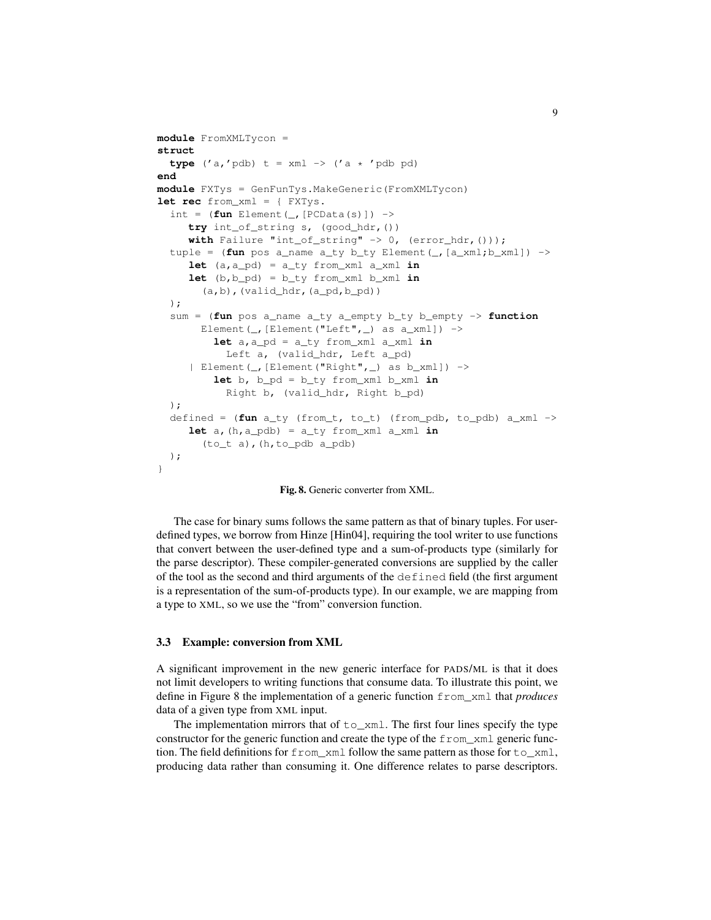```
module FromXMLTycon =
struct
  type ('a,'pdb) t = xml -> ('a * 'pdb pd)
end
module FXTys = GenFunTys.MakeGeneric(FromXMLTycon)
let rec from_xml = { FXTys.
  int = (fun Element(_,[PCData(s)]) ->
     try int_of_string s, (good_hdr,())
     with Failure "int_of_string" -> 0, (error_hdr,()));
  tuple = (fun pos a_name a_ty b_ty Element(_,[a_xml;b_xml]) ->
     let (a,a_pd) = a_ty from_xml a_xml in
     let (b,b_pd) = b_ty from_xml b_xml in
       (a,b),(valid_hdr,(a_pd,b_pd))
  );
  sum = (fun pos a_name a_ty a_empty b_ty b_empty -> function
       Element(_,[Element("Left",_) as a_xml]) ->
         let a,a_pd = a_ty from_xml a_xml in
           Left a, (valid_hdr, Left a_pd)
     | Element(_,[Element("Right",_) as b_xml]) ->
         let b, b_pd = b_ty from_xml b_xml in
           Right b, (valid_hdr, Right b_pd)
  );
  defined = (fun a_ty (from_t, to_t) (from_pdb, to_pdb) a_xml ->
     let a,(h,a_pdb) = a_ty from_xml a_xml in
       (to_t a),(h,to_pdb a_pdb)
  );
}
```

**Fig. 8.** Generic converter from XML.

The case for binary sums follows the same pattern as that of binary tuples. For user-defined types, we borrow from Hinze [Hin04], requiring the tool writer to use functions that convert between the user-defined type and a sum-of-products type (similarly for the parse descriptor). These compiler-generated conversions are supplied by the caller of the tool as the second and third arguments of the `defined` field (the first argument is a representation of the sum-of-products type). In our example, we are mapping from a type to XML, so we use the "from" conversion function.

### 3.3 Example: conversion from XML

A significant improvement in the new generic interface for PADS/ML is that it does not limit developers to writing functions that consume data. To illustrate this point, we define in Figure 8 the implementation of a generic function `from_xml` that *produces* data of a given type from XML input.

The implementation mirrors that of `to_xml`. The first four lines specify the type constructor for the generic function and create the type of the `from_xml` generic function. The field definitions for `from_xml` follow the same pattern as those for `to_xml`, producing data rather than consuming it. One difference relates to parse descriptors.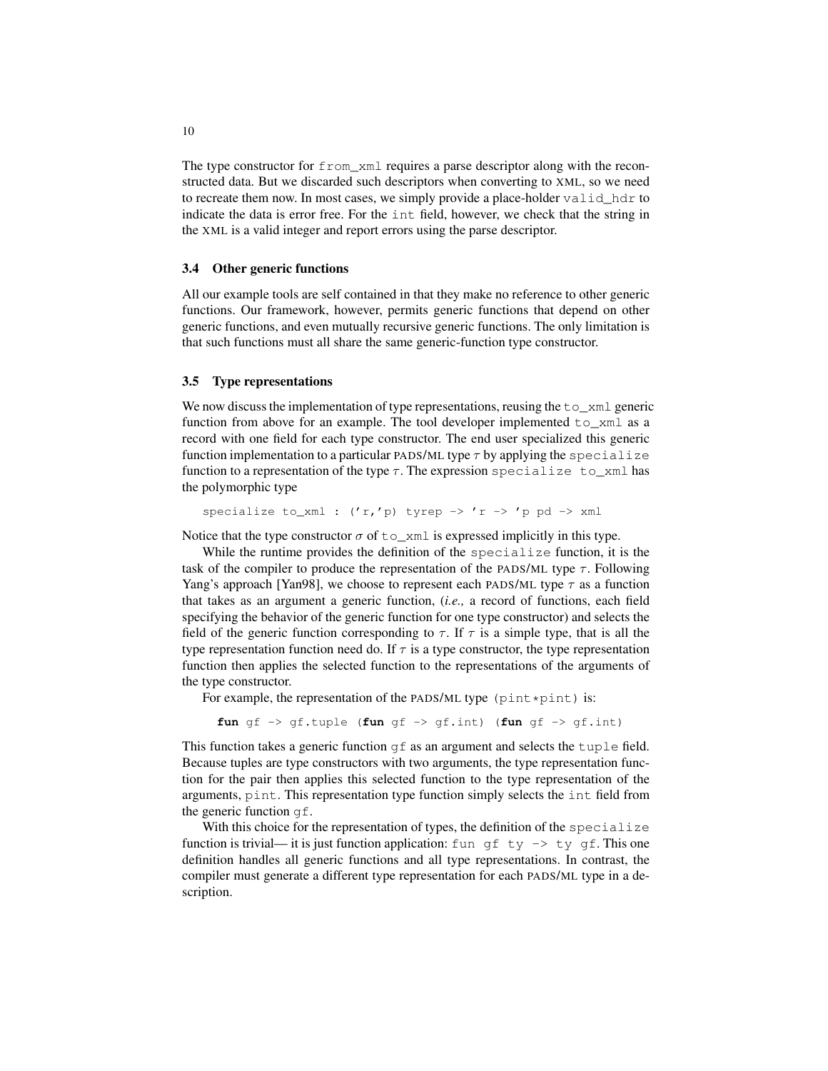The type constructor for `from_xml` requires a parse descriptor along with the reconstructed data. But we discarded such descriptors when converting to XML, so we need to recreate them now. In most cases, we simply provide a place-holder `valid_hdr` to indicate the data is error free. For the `int` field, however, we check that the string in the XML is a valid integer and report errors using the parse descriptor.

### 3.4 Other generic functions

All our example tools are self contained in that they make no reference to other generic functions. Our framework, however, permits generic functions that depend on other generic functions, and even mutually recursive generic functions. The only limitation is that such functions must all share the same generic-function type constructor.

### 3.5 Type representations

We now discuss the implementation of type representations, reusing the `to_xml` generic function from above for an example. The tool developer implemented `to_xml` as a record with one field for each type constructor. The end user specialized this generic function implementation to a particular PADS/ML type $\tau$ by applying the `specialize` function to a representation of the type $\tau$. The expression `specialize to_xml` has the polymorphic type

```
specialize to_xml : ('r,'p) tyrep -> 'r -> 'p pd -> xml
```

Notice that the type constructor $\sigma$ of `to_xml` is expressed implicitly in this type.

While the runtime provides the definition of the `specialize` function, it is the task of the compiler to produce the representation of the PADS/ML type $\tau$. Following Yang's approach [Yan98], we choose to represent each PADS/ML type $\tau$ as a function that takes as an argument a generic function, (*i.e.,* a record of functions, each field specifying the behavior of the generic function for one type constructor) and selects the field of the generic function corresponding to $\tau$. If $\tau$ is a simple type, that is all the type representation function need do. If $\tau$ is a type constructor, the type representation function then applies the selected function to the representations of the arguments of the type constructor.

For example, the representation of the PADS/ML type `(pint*pint)` is:

```
fun gf -> gf.tuple (fun gf -> gf.int) (fun gf -> gf.int)
```

This function takes a generic function `gf` as an argument and selects the `tuple` field. Because tuples are type constructors with two arguments, the type representation function for the pair then applies this selected function to the type representation of the arguments, `pint`. This representation type function simply selects the `int` field from the generic function `gf`.

With this choice for the representation of types, the definition of the `specialize` function is trivial— it is just function application: `fun gf ty -> ty gf`. This one definition handles all generic functions and all type representations. In contrast, the compiler must generate a different type representation for each PADS/ML type in a description.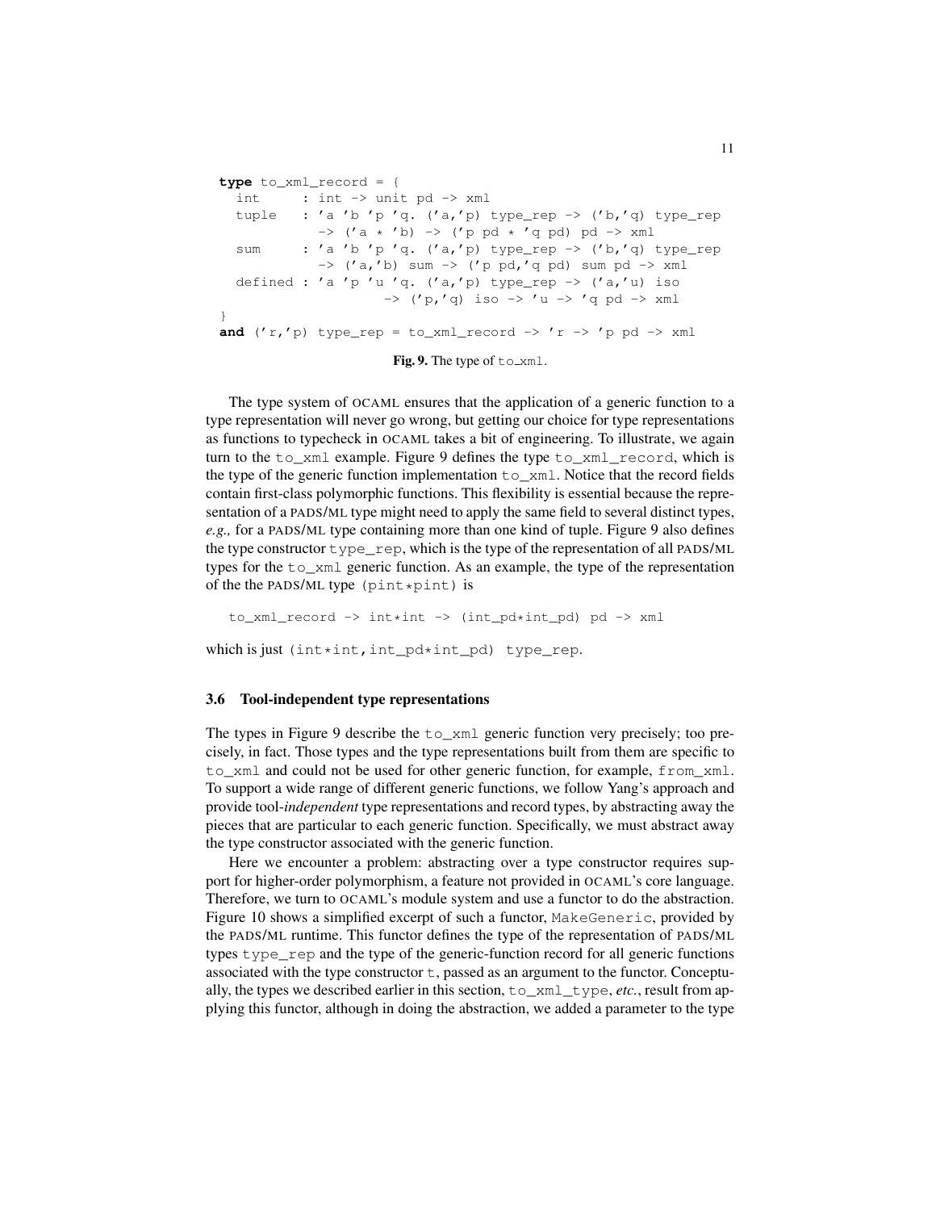```
type to_xml_record = {
  int     : int -> unit pd -> xml
  tuple   : 'a 'b 'p 'q. ('a,'p) type_rep -> ('b,'q) type_rep
           -> ('a * 'b) -> ('p pd * 'q pd) pd -> xml
  sum     : 'a 'b 'p 'q. ('a,'p) type_rep -> ('b,'q) type_rep
           -> ('a,'b) sum -> ('p pd,'q pd) sum pd -> xml
  defined : 'a 'p 'u 'q. ('a,'p) type_rep -> ('a,'u) iso
                    -> ('p,'q) iso -> 'u -> 'q pd -> xml
}
and ('r,'p) type_rep = to_xml_record -> 'r -> 'p pd -> xml
```

**Fig. 9.** The type of `to_xml`.

The type system of OCAML ensures that the application of a generic function to a type representation will never go wrong, but getting our choice for type representations as functions to typecheck in OCAML takes a bit of engineering. To illustrate, we again turn to the `to_xml` example. Figure 9 defines the type `to_xml_record`, which is the type of the generic function implementation `to_xml`. Notice that the record fields contain first-class polymorphic functions. This flexibility is essential because the representation of a PADS/ML type might need to apply the same field to several distinct types, *e.g.,* for a PADS/ML type containing more than one kind of tuple. Figure 9 also defines the type constructor `type_rep`, which is the type of the representation of all PADS/ML types for the `to_xml` generic function. As an example, the type of the representation of the the PADS/ML type `(pint*pint)` is

```
to_xml_record -> int*int -> (int_pd*int_pd) pd -> xml
```

which is just `(int*int,int_pd*int_pd) type_rep`.

### 3.6 Tool-independent type representations

The types in Figure 9 describe the `to_xml` generic function very precisely; too precisely, in fact. Those types and the type representations built from them are specific to `to_xml` and could not be used for other generic function, for example, `from_xml`. To support a wide range of different generic functions, we follow Yang's approach and provide tool-*independent* type representations and record types, by abstracting away the pieces that are particular to each generic function. Specifically, we must abstract away the type constructor associated with the generic function.

Here we encounter a problem: abstracting over a type constructor requires support for higher-order polymorphism, a feature not provided in OCAML's core language. Therefore, we turn to OCAML's module system and use a functor to do the abstraction. Figure 10 shows a simplified excerpt of such a functor, `MakeGeneric`, provided by the PADS/ML runtime. This functor defines the type of the representation of PADS/ML types `type_rep` and the type of the generic-function record for all generic functions associated with the type constructor `t`, passed as an argument to the functor. Conceptually, the types we described earlier in this section, `to_xml_type`, *etc.*, result from applying this functor, although in doing the abstraction, we added a parameter to the type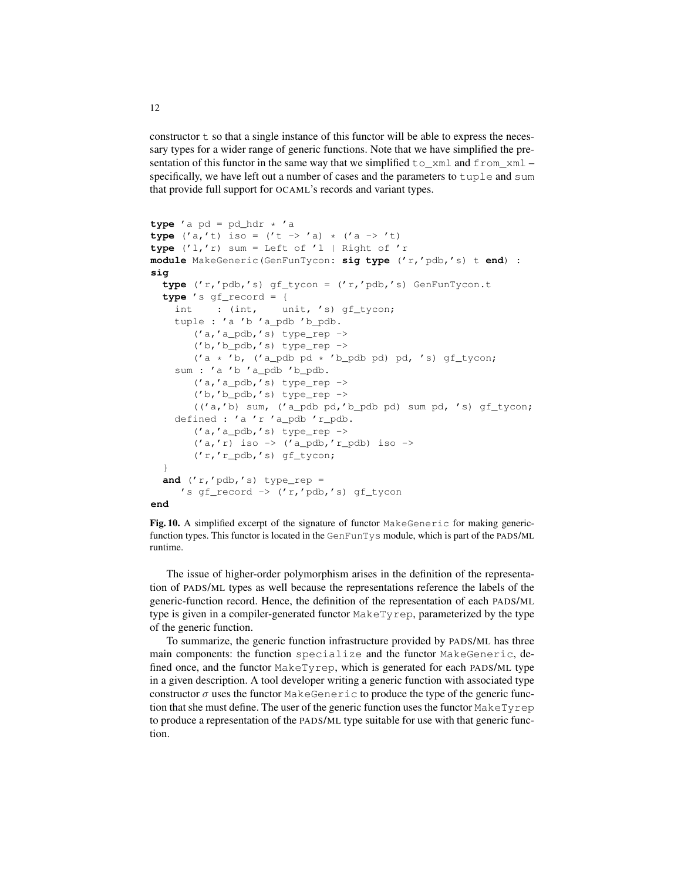constructor `t` so that a single instance of this functor will be able to express the necessary types for a wider range of generic functions. Note that we have simplified the presentation of this functor in the same way that we simplified `to_xml` and `from_xml` – specifically, we have left out a number of cases and the parameters to `tuple` and `sum` that provide full support for OCAML's records and variant types.

```
type 'a pd = pd_hdr * 'a
type ('a,'t) iso = ('t -> 'a) * ('a -> 't)
type ('l,'r) sum = Left of 'l | Right of 'r
module MakeGeneric(GenFunTycon: sig type ('r,'pdb,'s) t end) :
sig
  type ('r,'pdb,'s) gf_tycon = ('r,'pdb,'s) GenFunTycon.t
  type 's gf_record = {
    int    : (int,    unit, 's) gf_tycon;
    tuple : 'a 'b 'a_pdb 'b_pdb.
        ('a,'a_pdb,'s) type_rep ->
        ('b,'b_pdb,'s) type_rep ->
        ('a * 'b, ('a_pdb pd * 'b_pdb pd) pd, 's) gf_tycon;
    sum : 'a 'b 'a_pdb 'b_pdb.
        ('a,'a_pdb,'s) type_rep ->
        ('b,'b_pdb,'s) type_rep ->
        (('a,'b) sum, ('a_pdb pd,'b_pdb pd) sum pd, 's) gf_tycon;
    defined : 'a 'r 'a_pdb 'r_pdb.
        ('a,'a_pdb,'s) type_rep ->
        ('a,'r) iso -> ('a_pdb,'r_pdb) iso ->
        ('r,'r_pdb,'s) gf_tycon;
  }
  and ('r,'pdb,'s) type_rep =
     's gf_record -> ('r,'pdb,'s) gf_tycon
end
```

**Fig. 10.** A simplified excerpt of the signature of functor `MakeGeneric` for making generic-function types. This functor is located in the `GenFunTys` module, which is part of the PADS/ML runtime.

The issue of higher-order polymorphism arises in the definition of the representation of PADS/ML types as well because the representations reference the labels of the generic-function record. Hence, the definition of the representation of each PADS/ML type is given in a compiler-generated functor `MakeTyrep`, parameterized by the type of the generic function.

To summarize, the generic function infrastructure provided by PADS/ML has three main components: the function `specialize` and the functor `MakeGeneric`, defined once, and the functor `MakeTyrep`, which is generated for each PADS/ML type in a given description. A tool developer writing a generic function with associated type constructor $\sigma$ uses the functor `MakeGeneric` to produce the type of the generic function that she must define. The user of the generic function uses the functor `MakeTyrep` to produce a representation of the PADS/ML type suitable for use with that generic function.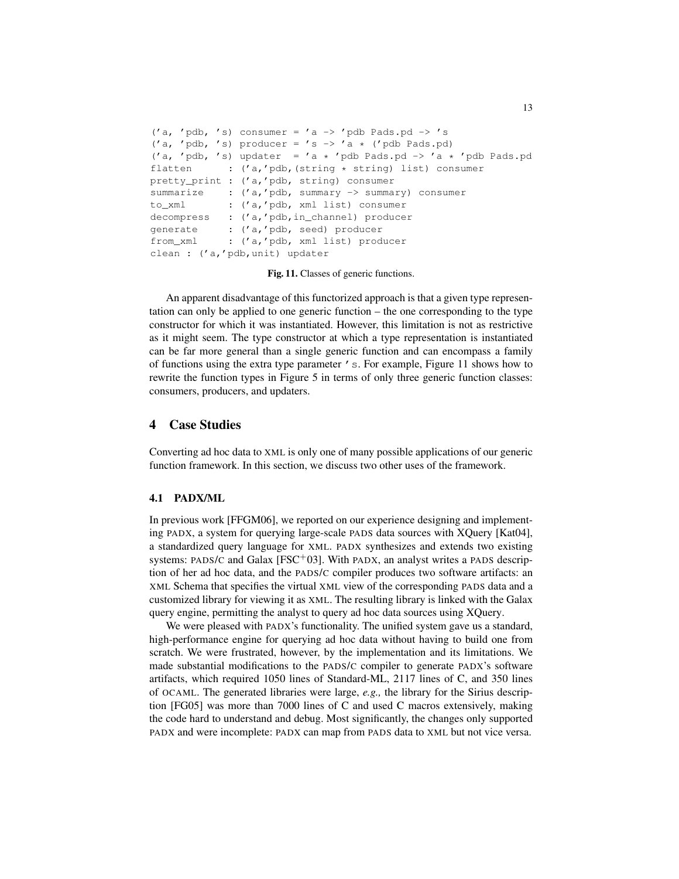```
('a, 'pdb, 's) consumer = 'a -> 'pdb Pads.pd -> 's
('a, 'pdb, 's) producer = 's -> 'a * ('pdb Pads.pd)
('a, 'pdb, 's) updater  = 'a * 'pdb Pads.pd -> 'a * 'pdb Pads.pd
flatten      : ('a,'pdb,(string * string) list) consumer
pretty_print : ('a,'pdb, string) consumer
summarize    : ('a,'pdb, summary -> summary) consumer
to_xml       : ('a,'pdb, xml list) consumer
decompress   : ('a,'pdb,in_channel) producer
generate     : ('a,'pdb, seed) producer
from_xml     : ('a,'pdb, xml list) producer
clean : ('a,'pdb,unit) updater
```

**Fig. 11.** Classes of generic functions.

An apparent disadvantage of this functorized approach is that a given type representation can only be applied to one generic function – the one corresponding to the type constructor for which it was instantiated. However, this limitation is not as restrictive as it might seem. The type constructor at which a type representation is instantiated can be far more general than a single generic function and can encompass a family of functions using the extra type parameter `'s`. For example, Figure 11 shows how to rewrite the function types in Figure 5 in terms of only three generic function classes: consumers, producers, and updaters.

## 4 Case Studies

Converting ad hoc data to XML is only one of many possible applications of our generic function framework. In this section, we discuss two other uses of the framework.

### 4.1 PADX/ML

In previous work [FFGM06], we reported on our experience designing and implementing PADX, a system for querying large-scale PADS data sources with XQuery [Kat04], a standardized query language for XML. PADX synthesizes and extends two existing systems: PADS/C and Galax [FSC+03]. With PADX, an analyst writes a PADS description of her ad hoc data, and the PADS/C compiler produces two software artifacts: an XML Schema that specifies the virtual XML view of the corresponding PADS data and a customized library for viewing it as XML. The resulting library is linked with the Galax query engine, permitting the analyst to query ad hoc data sources using XQuery.

We were pleased with PADX's functionality. The unified system gave us a standard, high-performance engine for querying ad hoc data without having to build one from scratch. We were frustrated, however, by the implementation and its limitations. We made substantial modifications to the PADS/C compiler to generate PADX's software artifacts, which required 1050 lines of Standard-ML, 2117 lines of C, and 350 lines of OCAML. The generated libraries were large, *e.g.,* the library for the Sirius description [FG05] was more than 7000 lines of C and used C macros extensively, making the code hard to understand and debug. Most significantly, the changes only supported PADX and were incomplete: PADX can map from PADS data to XML but not vice versa.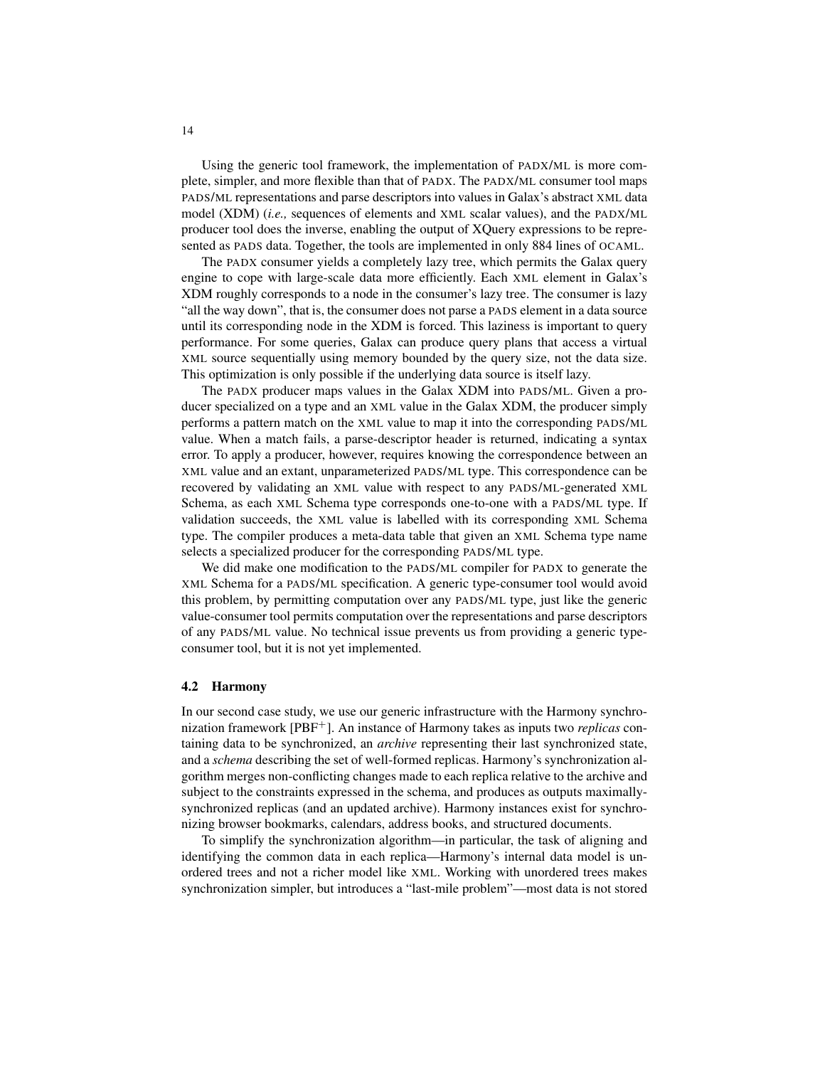Using the generic tool framework, the implementation of PADX/ML is more complete, simpler, and more flexible than that of PADX. The PADX/ML consumer tool maps PADS/ML representations and parse descriptors into values in Galax's abstract XML data model (XDM) (*i.e.,* sequences of elements and XML scalar values), and the PADX/ML producer tool does the inverse, enabling the output of XQuery expressions to be represented as PADS data. Together, the tools are implemented in only 884 lines of OCAML.

The PADX consumer yields a completely lazy tree, which permits the Galax query engine to cope with large-scale data more efficiently. Each XML element in Galax's XDM roughly corresponds to a node in the consumer's lazy tree. The consumer is lazy "all the way down", that is, the consumer does not parse a PADS element in a data source until its corresponding node in the XDM is forced. This laziness is important to query performance. For some queries, Galax can produce query plans that access a virtual XML source sequentially using memory bounded by the query size, not the data size. This optimization is only possible if the underlying data source is itself lazy.

The PADX producer maps values in the Galax XDM into PADS/ML. Given a producer specialized on a type and an XML value in the Galax XDM, the producer simply performs a pattern match on the XML value to map it into the corresponding PADS/ML value. When a match fails, a parse-descriptor header is returned, indicating a syntax error. To apply a producer, however, requires knowing the correspondence between an XML value and an extant, unparameterized PADS/ML type. This correspondence can be recovered by validating an XML value with respect to any PADS/ML-generated XML Schema, as each XML Schema type corresponds one-to-one with a PADS/ML type. If validation succeeds, the XML value is labelled with its corresponding XML Schema type. The compiler produces a meta-data table that given an XML Schema type name selects a specialized producer for the corresponding PADS/ML type.

We did make one modification to the PADS/ML compiler for PADX to generate the XML Schema for a PADS/ML specification. A generic type-consumer tool would avoid this problem, by permitting computation over any PADS/ML type, just like the generic value-consumer tool permits computation over the representations and parse descriptors of any PADS/ML value. No technical issue prevents us from providing a generic type-consumer tool, but it is not yet implemented.

### 4.2 Harmony

In our second case study, we use our generic infrastructure with the Harmony synchronization framework [PBF+]. An instance of Harmony takes as inputs two *replicas* containing data to be synchronized, an *archive* representing their last synchronized state, and a *schema* describing the set of well-formed replicas. Harmony's synchronization algorithm merges non-conflicting changes made to each replica relative to the archive and subject to the constraints expressed in the schema, and produces as outputs maximally-synchronized replicas (and an updated archive). Harmony instances exist for synchronizing browser bookmarks, calendars, address books, and structured documents.

To simplify the synchronization algorithm—in particular, the task of aligning and identifying the common data in each replica—Harmony's internal data model is unordered trees and not a richer model like XML. Working with unordered trees makes synchronization simpler, but introduces a "last-mile problem"—most data is not stored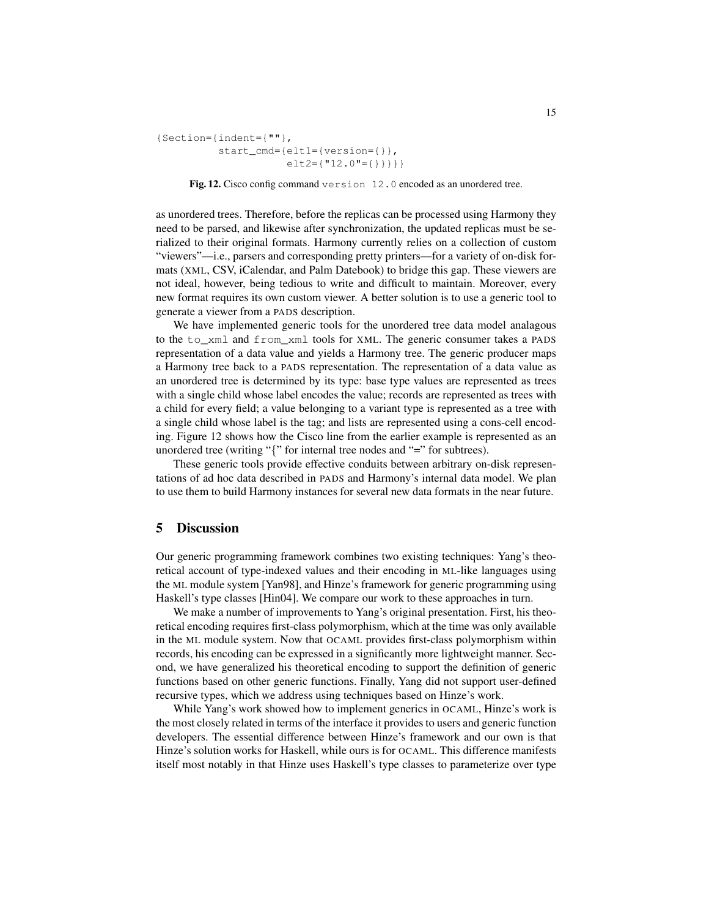```
{Section={indent={""},
          start_cmd={elt1={version={}},
                     elt2={"12.0"={}}}}}
```

**Fig. 12.** Cisco config command `version 12.0` encoded as an unordered tree.

as unordered trees. Therefore, before the replicas can be processed using Harmony they need to be parsed, and likewise after synchronization, the updated replicas must be serialized to their original formats. Harmony currently relies on a collection of custom "viewers"—i.e., parsers and corresponding pretty printers—for a variety of on-disk formats (XML, CSV, iCalendar, and Palm Datebook) to bridge this gap. These viewers are not ideal, however, being tedious to write and difficult to maintain. Moreover, every new format requires its own custom viewer. A better solution is to use a generic tool to generate a viewer from a PADS description.

We have implemented generic tools for the unordered tree data model analagous to the `to_xml` and `from_xml` tools for XML. The generic consumer takes a PADS representation of a data value and yields a Harmony tree. The generic producer maps a Harmony tree back to a PADS representation. The representation of a data value as an unordered tree is determined by its type: base type values are represented as trees with a single child whose label encodes the value; records are represented as trees with a child for every field; a value belonging to a variant type is represented as a tree with a single child whose label is the tag; and lists are represented using a cons-cell encoding. Figure 12 shows how the Cisco line from the earlier example is represented as an unordered tree (writing "{" for internal tree nodes and "=" for subtrees).

These generic tools provide effective conduits between arbitrary on-disk representations of ad hoc data described in PADS and Harmony's internal data model. We plan to use them to build Harmony instances for several new data formats in the near future.

## 5 Discussion

Our generic programming framework combines two existing techniques: Yang's theoretical account of type-indexed values and their encoding in ML-like languages using the ML module system [Yan98], and Hinze's framework for generic programming using Haskell's type classes [Hin04]. We compare our work to these approaches in turn.

We make a number of improvements to Yang's original presentation. First, his theoretical encoding requires first-class polymorphism, which at the time was only available in the ML module system. Now that OCAML provides first-class polymorphism within records, his encoding can be expressed in a significantly more lightweight manner. Second, we have generalized his theoretical encoding to support the definition of generic functions based on other generic functions. Finally, Yang did not support user-defined recursive types, which we address using techniques based on Hinze's work.

While Yang's work showed how to implement generics in OCAML, Hinze's work is the most closely related in terms of the interface it provides to users and generic function developers. The essential difference between Hinze's framework and our own is that Hinze's solution works for Haskell, while ours is for OCAML. This difference manifests itself most notably in that Hinze uses Haskell's type classes to parameterize over type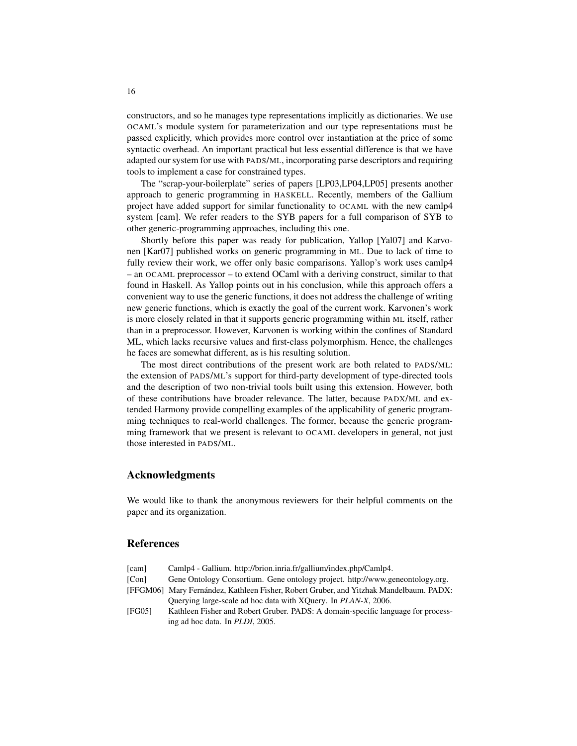constructors, and so he manages type representations implicitly as dictionaries. We use OCAML's module system for parameterization and our type representations must be passed explicitly, which provides more control over instantiation at the price of some syntactic overhead. An important practical but less essential difference is that we have adapted our system for use with PADS/ML, incorporating parse descriptors and requiring tools to implement a case for constrained types.

The "scrap-your-boilerplate" series of papers [LP03,LP04,LP05] presents another approach to generic programming in HASKELL. Recently, members of the Gallium project have added support for similar functionality to OCAML with the new camlp4 system [cam]. We refer readers to the SYB papers for a full comparison of SYB to other generic-programming approaches, including this one.

Shortly before this paper was ready for publication, Yallop [Yal07] and Karvonen [Kar07] published works on generic programming in ML. Due to lack of time to fully review their work, we offer only basic comparisons. Yallop's work uses camlp4 – an OCAML preprocessor – to extend OCaml with a deriving construct, similar to that found in Haskell. As Yallop points out in his conclusion, while this approach offers a convenient way to use the generic functions, it does not address the challenge of writing new generic functions, which is exactly the goal of the current work. Karvonen's work is more closely related in that it supports generic programming within ML itself, rather than in a preprocessor. However, Karvonen is working within the confines of Standard ML, which lacks recursive values and first-class polymorphism. Hence, the challenges he faces are somewhat different, as is his resulting solution.

The most direct contributions of the present work are both related to PADS/ML: the extension of PADS/ML's support for third-party development of type-directed tools and the description of two non-trivial tools built using this extension. However, both of these contributions have broader relevance. The latter, because PADX/ML and extended Harmony provide compelling examples of the applicability of generic programming techniques to real-world challenges. The former, because the generic programming framework that we present is relevant to OCAML developers in general, not just those interested in PADS/ML.

## Acknowledgments

We would like to thank the anonymous reviewers for their helpful comments on the paper and its organization.

## References

- [cam] Camlp4 - Gallium. http://brion.inria.fr/gallium/index.php/Camlp4.
- [Con] Gene Ontology Consortium. Gene ontology project. http://www.geneontology.org.
- [FFGM06] Mary Fernández, Kathleen Fisher, Robert Gruber, and Yitzhak Mandelbaum. PADX: Querying large-scale ad hoc data with XQuery. In *PLAN-X*, 2006.
- [FG05] Kathleen Fisher and Robert Gruber. PADS: A domain-specific language for processing ad hoc data. In *PLDI*, 2005.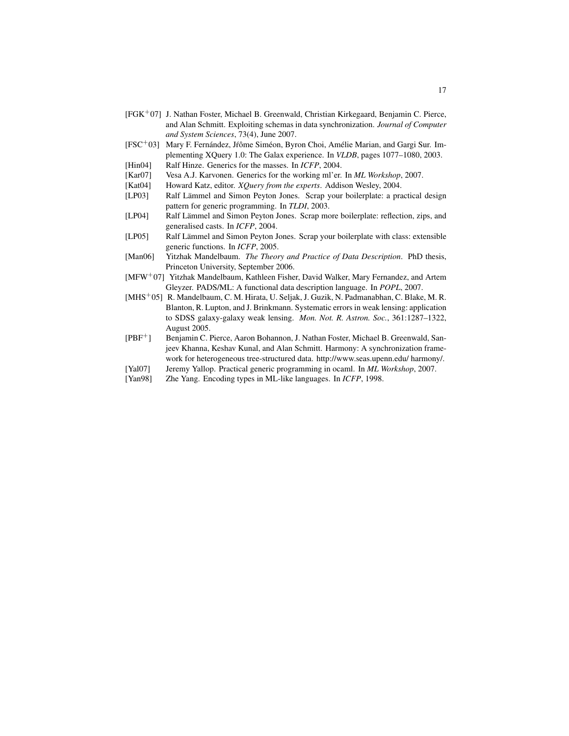[FGK+07] J. Nathan Foster, Michael B. Greenwald, Christian Kirkegaard, Benjamin C. Pierce, and Alan Schmitt. Exploiting schemas in data synchronization. *Journal of Computer and System Sciences*, 73(4), June 2007.

[FSC+03] Mary F. Fernández, Jŕôme Siméon, Byron Choi, Amélie Marian, and Gargi Sur. Implementing XQuery 1.0: The Galax experience. In *VLDB*, pages 1077–1080, 2003.

[Hin04] Ralf Hinze. Generics for the masses. In *ICFP*, 2004.

[Kar07] Vesa A.J. Karvonen. Generics for the working ml'er. In *ML Workshop*, 2007.

[Kat04] Howard Katz, editor. *XQuery from the experts*. Addison Wesley, 2004.

[LP03] Ralf Lämmel and Simon Peyton Jones. Scrap your boilerplate: a practical design pattern for generic programming. In *TLDI*, 2003.

[LP04] Ralf Lämmel and Simon Peyton Jones. Scrap more boilerplate: reflection, zips, and generalised casts. In *ICFP*, 2004.

[LP05] Ralf Lämmel and Simon Peyton Jones. Scrap your boilerplate with class: extensible generic functions. In *ICFP*, 2005.

[Man06] Yitzhak Mandelbaum. *The Theory and Practice of Data Description*. PhD thesis, Princeton University, September 2006.

[MFW+07] Yitzhak Mandelbaum, Kathleen Fisher, David Walker, Mary Fernandez, and Artem Gleyzer. PADS/ML: A functional data description language. In *POPL*, 2007.

[MHS+05] R. Mandelbaum, C. M. Hirata, U. Seljak, J. Guzik, N. Padmanabhan, C. Blake, M. R. Blanton, R. Lupton, and J. Brinkmann. Systematic errors in weak lensing: application to SDSS galaxy-galaxy weak lensing. *Mon. Not. R. Astron. Soc.*, 361:1287–1322, August 2005.

[PBF+] Benjamin C. Pierce, Aaron Bohannon, J. Nathan Foster, Michael B. Greenwald, Sanjeev Khanna, Keshav Kunal, and Alan Schmitt. Harmony: A synchronization framework for heterogeneous tree-structured data. http://www.seas.upenn.edu/ harmony/.

[Yal07] Jeremy Yallop. Practical generic programming in ocaml. In *ML Workshop*, 2007.

[Yan98] Zhe Yang. Encoding types in ML-like languages. In *ICFP*, 1998.